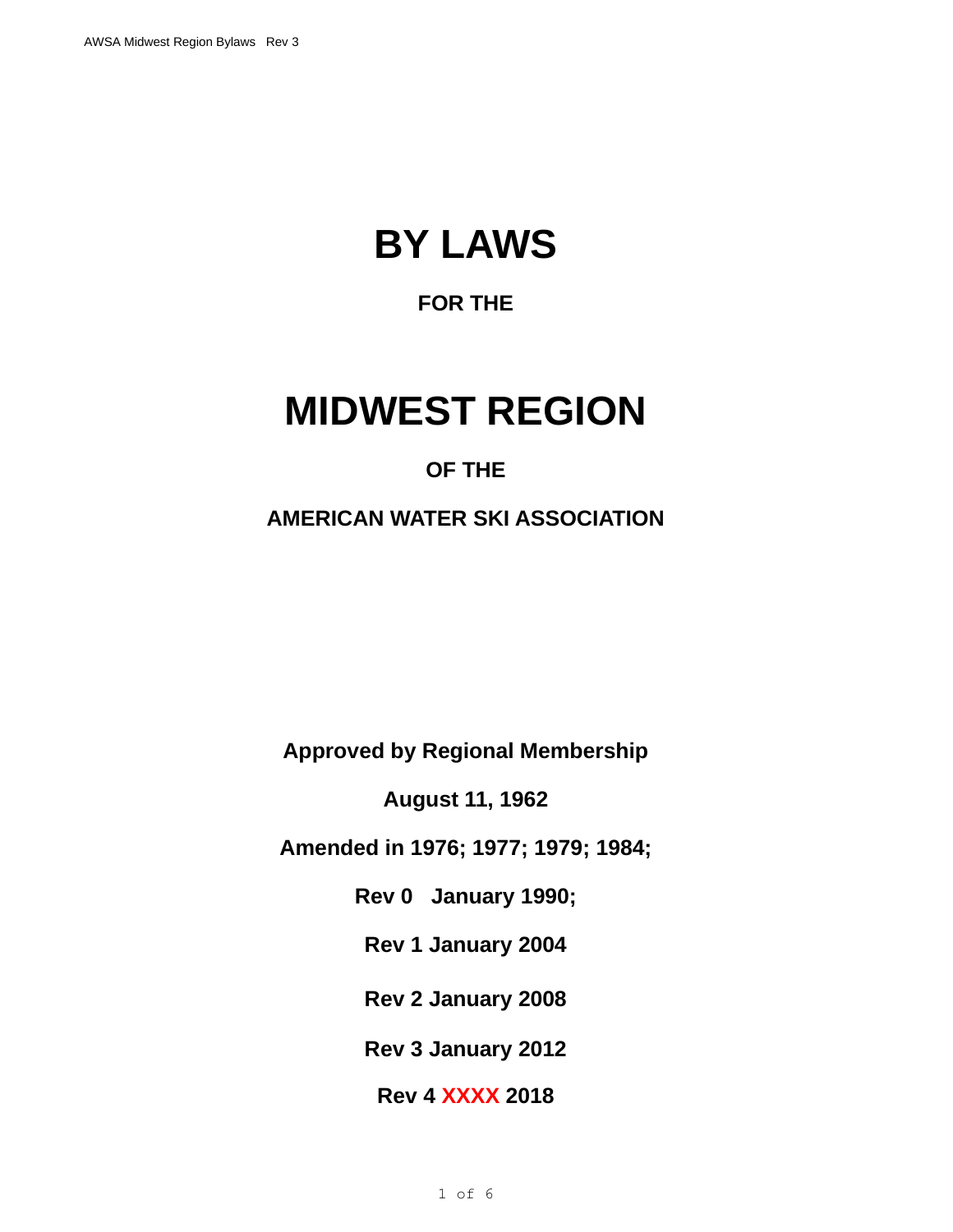# BY LAWS

**FOR THE**

# MIDWEST REGION

**OF THE**

**AMERICAN WATER SKI ASSOCIATION**

**Approved by Regional Membership**

**August 11, 1962**

**Amended in 1976; 1977; 1979; 1984;**

**Rev 0 January 1990;**

**Rev 1 January 2004**

**Rev 2 January 2008**

**Rev 3 January 2012**

**Rev 4 XXXX 2018**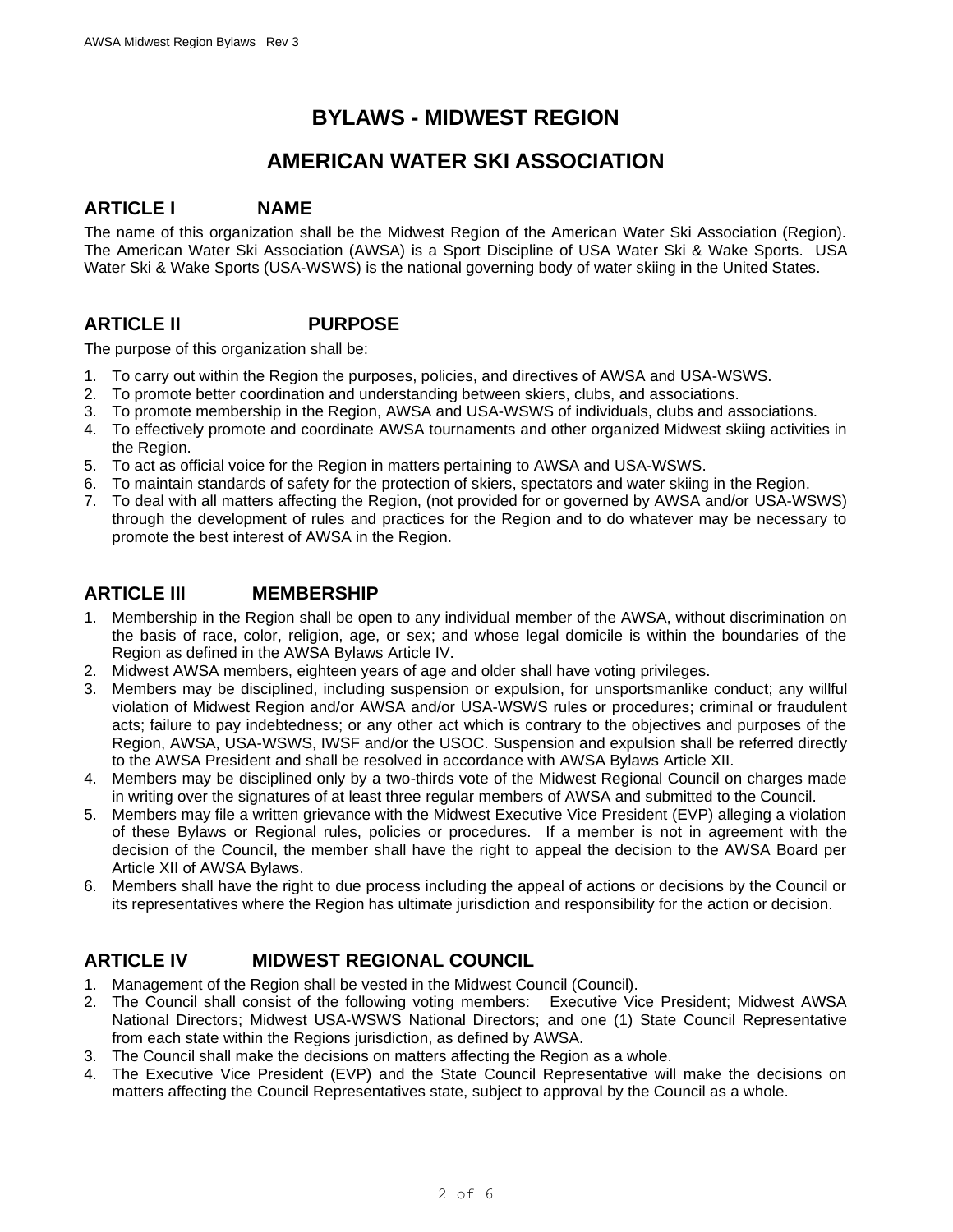# BYLAWS - MIDWEST REGION

# AMERICAN WATER SKI ASSOCIATION

## ARTICLE I NAME

The name of this organization shall be the Midwest Region of the American Water Ski Association (Region). The American Water Ski Association (AWSA) is a Sport Discipline of USA Water Ski & Wake Sports. USA Water Ski & Wake Sports (USA-WSWS) is the national governing body of water skiing in the United States.

## ARTICLE II PURPOSE

The purpose of this organization shall be:

1. To carry out within the Region the purposes, policies, and directives of AWSA and USA-WSWS.
2. To promote better coordination and understanding between skiers, clubs, and associations.
3. To promote membership in the Region, AWSA and USA-WSWS of individuals, clubs and associations.
4. To effectively promote and coordinate AWSA tournaments and other organized Midwest skiing activities in the Region.
5. To act as official voice for the Region in matters pertaining to AWSA and USA-WSWS.
6. To maintain standards of safety for the protection of skiers, spectators and water skiing in the Region.
7. To deal with all matters affecting the Region, (not provided for or governed by AWSA and/or USA-WSWS) through the development of rules and practices for the Region and to do whatever may be necessary to promote the best interest of AWSA in the Region.

## ARTICLE III MEMBERSHIP

1. Membership in the Region shall be open to any individual member of the AWSA, without discrimination on the basis of race, color, religion, age, or sex; and whose legal domicile is within the boundaries of the Region as defined in the AWSA Bylaws Article IV.
2. Midwest AWSA members, eighteen years of age and older shall have voting privileges.
3. Members may be disciplined, including suspension or expulsion, for unsportsmanlike conduct; any willful violation of Midwest Region and/or AWSA and/or USA-WSWS rules or procedures; criminal or fraudulent acts; failure to pay indebtedness; or any other act which is contrary to the objectives and purposes of the Region, AWSA, USA-WSWS, IWSF and/or the USOC. Suspension and expulsion shall be referred directly to the AWSA President and shall be resolved in accordance with AWSA Bylaws Article XII.
4. Members may be disciplined only by a two-thirds vote of the Midwest Regional Council on charges made in writing over the signatures of at least three regular members of AWSA and submitted to the Council.
5. Members may file a written grievance with the Midwest Executive Vice President (EVP) alleging a violation of these Bylaws or Regional rules, policies or procedures. If a member is not in agreement with the decision of the Council, the member shall have the right to appeal the decision to the AWSA Board per Article XII of AWSA Bylaws.
6. Members shall have the right to due process including the appeal of actions or decisions by the Council or its representatives where the Region has ultimate jurisdiction and responsibility for the action or decision.

## ARTICLE IV MIDWEST REGIONAL COUNCIL

1. Management of the Region shall be vested in the Midwest Council (Council).
2. The Council shall consist of the following voting members: Executive Vice President; Midwest AWSA National Directors; Midwest USA-WSWS National Directors; and one (1) State Council Representative from each state within the Regions jurisdiction, as defined by AWSA.
3. The Council shall make the decisions on matters affecting the Region as a whole.
4. The Executive Vice President (EVP) and the State Council Representative will make the decisions on matters affecting the Council Representatives state, subject to approval by the Council as a whole.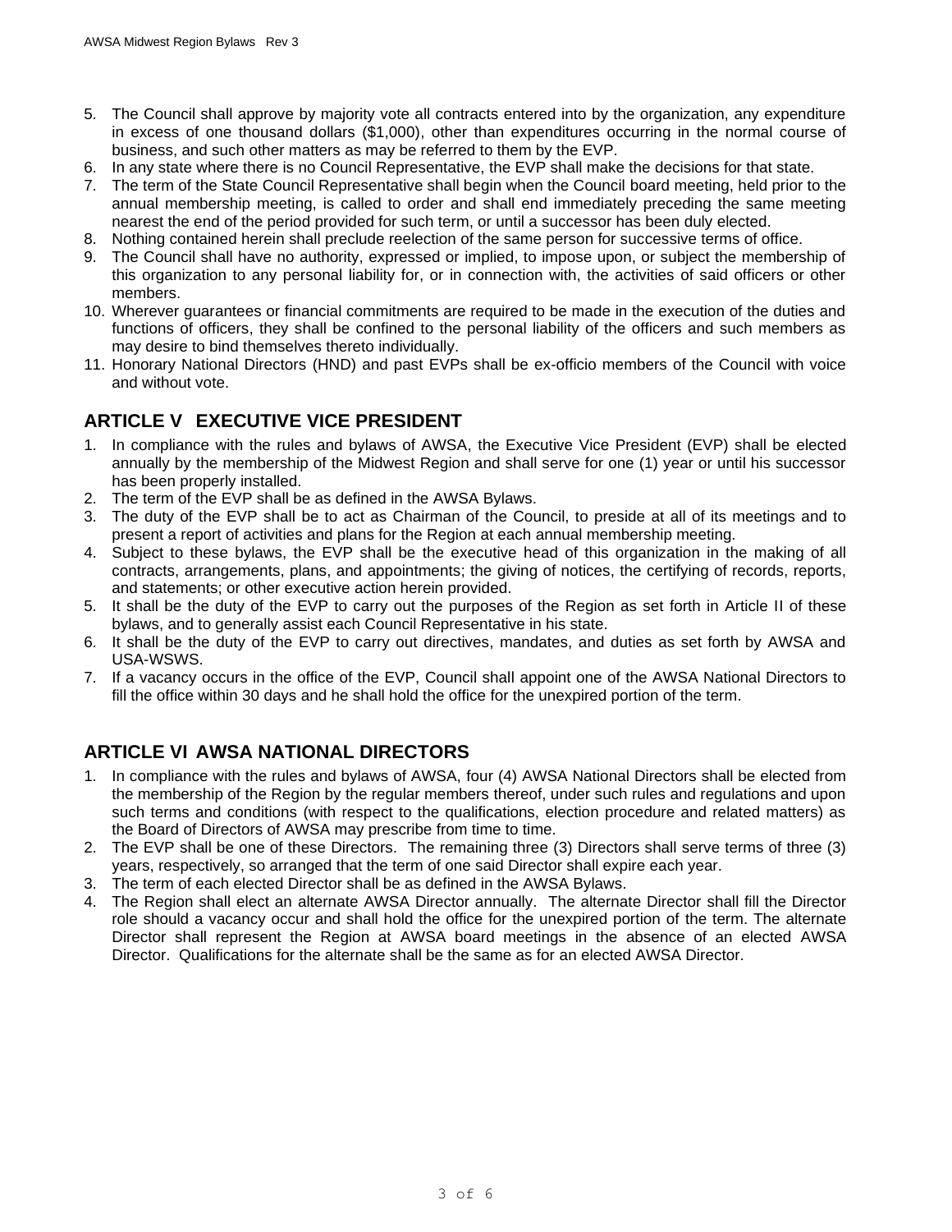5. The Council shall approve by majority vote all contracts entered into by the organization, any expenditure in excess of one thousand dollars ($1,000), other than expenditures occurring in the normal course of business, and such other matters as may be referred to them by the EVP.
6. In any state where there is no Council Representative, the EVP shall make the decisions for that state.
7. The term of the State Council Representative shall begin when the Council board meeting, held prior to the annual membership meeting, is called to order and shall end immediately preceding the same meeting nearest the end of the period provided for such term, or until a successor has been duly elected.
8. Nothing contained herein shall preclude reelection of the same person for successive terms of office.
9. The Council shall have no authority, expressed or implied, to impose upon, or subject the membership of this organization to any personal liability for, or in connection with, the activities of said officers or other members.
10. Wherever guarantees or financial commitments are required to be made in the execution of the duties and functions of officers, they shall be confined to the personal liability of the officers and such members as may desire to bind themselves thereto individually.
11. Honorary National Directors (HND) and past EVPs shall be ex-officio members of the Council with voice and without vote.

## ARTICLE V EXECUTIVE VICE PRESIDENT

1. In compliance with the rules and bylaws of AWSA, the Executive Vice President (EVP) shall be elected annually by the membership of the Midwest Region and shall serve for one (1) year or until his successor has been properly installed.
2. The term of the EVP shall be as defined in the AWSA Bylaws.
3. The duty of the EVP shall be to act as Chairman of the Council, to preside at all of its meetings and to present a report of activities and plans for the Region at each annual membership meeting.
4. Subject to these bylaws, the EVP shall be the executive head of this organization in the making of all contracts, arrangements, plans, and appointments; the giving of notices, the certifying of records, reports, and statements; or other executive action herein provided.
5. It shall be the duty of the EVP to carry out the purposes of the Region as set forth in Article II of these bylaws, and to generally assist each Council Representative in his state.
6. It shall be the duty of the EVP to carry out directives, mandates, and duties as set forth by AWSA and USA-WSWS.
7. If a vacancy occurs in the office of the EVP, Council shall appoint one of the AWSA National Directors to fill the office within 30 days and he shall hold the office for the unexpired portion of the term.

## ARTICLE VI AWSA NATIONAL DIRECTORS

1. In compliance with the rules and bylaws of AWSA, four (4) AWSA National Directors shall be elected from the membership of the Region by the regular members thereof, under such rules and regulations and upon such terms and conditions (with respect to the qualifications, election procedure and related matters) as the Board of Directors of AWSA may prescribe from time to time.
2. The EVP shall be one of these Directors. The remaining three (3) Directors shall serve terms of three (3) years, respectively, so arranged that the term of one said Director shall expire each year.
3. The term of each elected Director shall be as defined in the AWSA Bylaws.
4. The Region shall elect an alternate AWSA Director annually. The alternate Director shall fill the Director role should a vacancy occur and shall hold the office for the unexpired portion of the term. The alternate Director shall represent the Region at AWSA board meetings in the absence of an elected AWSA Director. Qualifications for the alternate shall be the same as for an elected AWSA Director.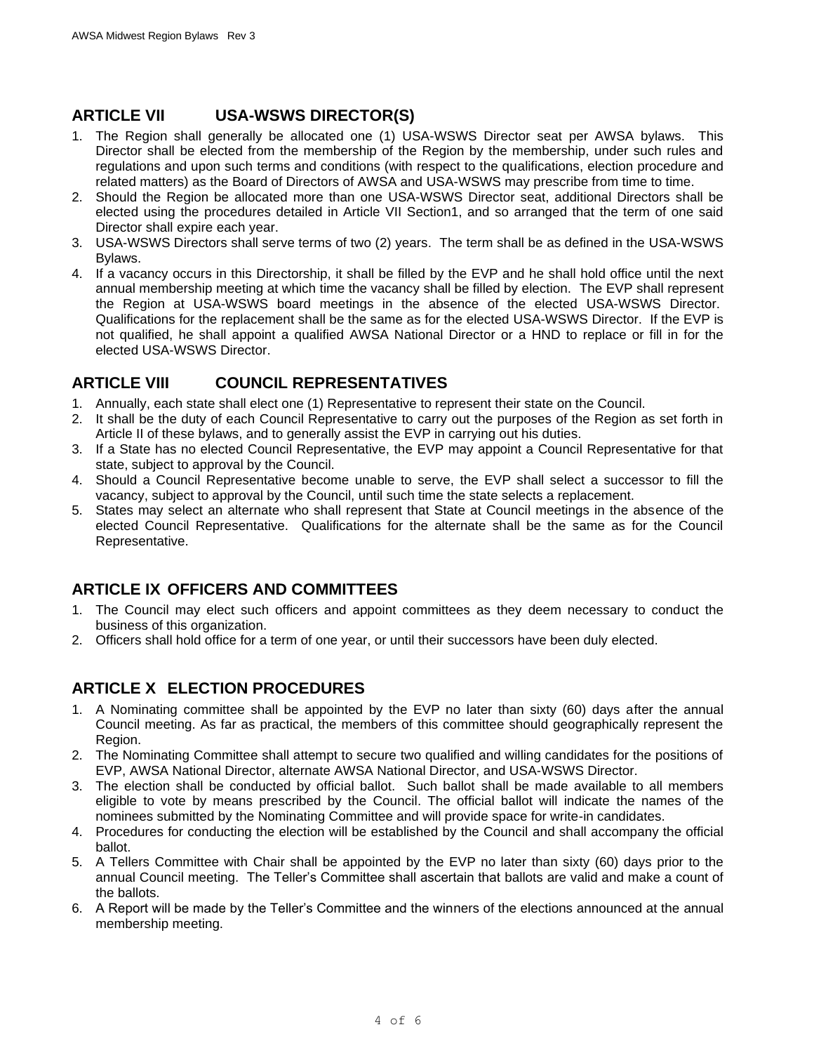## ARTICLE VII USA-WSWS DIRECTOR(S)

1. The Region shall generally be allocated one (1) USA-WSWS Director seat per AWSA bylaws. This Director shall be elected from the membership of the Region by the membership, under such rules and regulations and upon such terms and conditions (with respect to the qualifications, election procedure and related matters) as the Board of Directors of AWSA and USA-WSWS may prescribe from time to time.
2. Should the Region be allocated more than one USA-WSWS Director seat, additional Directors shall be elected using the procedures detailed in Article VII Section1, and so arranged that the term of one said Director shall expire each year.
3. USA-WSWS Directors shall serve terms of two (2) years. The term shall be as defined in the USA-WSWS Bylaws.
4. If a vacancy occurs in this Directorship, it shall be filled by the EVP and he shall hold office until the next annual membership meeting at which time the vacancy shall be filled by election. The EVP shall represent the Region at USA-WSWS board meetings in the absence of the elected USA-WSWS Director. Qualifications for the replacement shall be the same as for the elected USA-WSWS Director. If the EVP is not qualified, he shall appoint a qualified AWSA National Director or a HND to replace or fill in for the elected USA-WSWS Director.

## ARTICLE VIII COUNCIL REPRESENTATIVES

1. Annually, each state shall elect one (1) Representative to represent their state on the Council.
2. It shall be the duty of each Council Representative to carry out the purposes of the Region as set forth in Article II of these bylaws, and to generally assist the EVP in carrying out his duties.
3. If a State has no elected Council Representative, the EVP may appoint a Council Representative for that state, subject to approval by the Council.
4. Should a Council Representative become unable to serve, the EVP shall select a successor to fill the vacancy, subject to approval by the Council, until such time the state selects a replacement.
5. States may select an alternate who shall represent that State at Council meetings in the absence of the elected Council Representative. Qualifications for the alternate shall be the same as for the Council Representative.

## ARTICLE IX OFFICERS AND COMMITTEES

1. The Council may elect such officers and appoint committees as they deem necessary to conduct the business of this organization.
2. Officers shall hold office for a term of one year, or until their successors have been duly elected.

## ARTICLE X ELECTION PROCEDURES

1. A Nominating committee shall be appointed by the EVP no later than sixty (60) days after the annual Council meeting. As far as practical, the members of this committee should geographically represent the Region.
2. The Nominating Committee shall attempt to secure two qualified and willing candidates for the positions of EVP, AWSA National Director, alternate AWSA National Director, and USA-WSWS Director.
3. The election shall be conducted by official ballot. Such ballot shall be made available to all members eligible to vote by means prescribed by the Council. The official ballot will indicate the names of the nominees submitted by the Nominating Committee and will provide space for write-in candidates.
4. Procedures for conducting the election will be established by the Council and shall accompany the official ballot.
5. A Tellers Committee with Chair shall be appointed by the EVP no later than sixty (60) days prior to the annual Council meeting. The Teller's Committee shall ascertain that ballots are valid and make a count of the ballots.
6. A Report will be made by the Teller's Committee and the winners of the elections announced at the annual membership meeting.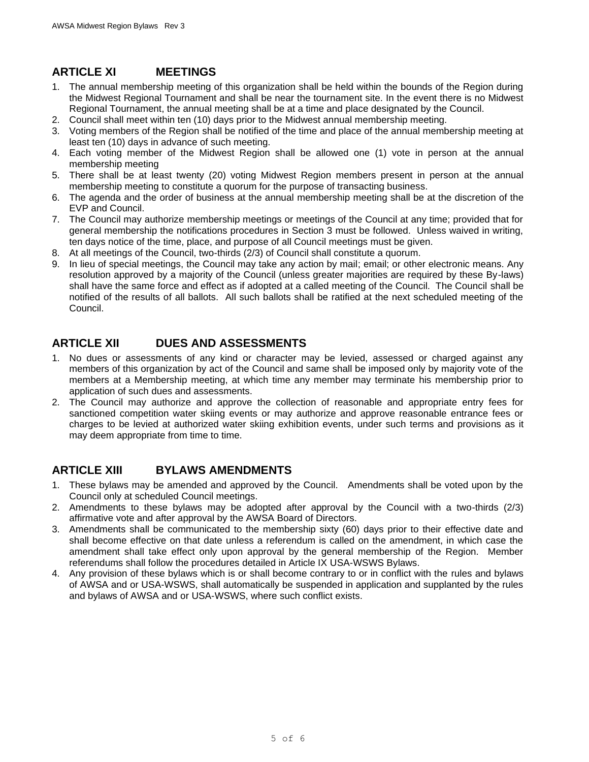## ARTICLE XI MEETINGS

1. The annual membership meeting of this organization shall be held within the bounds of the Region during the Midwest Regional Tournament and shall be near the tournament site. In the event there is no Midwest Regional Tournament, the annual meeting shall be at a time and place designated by the Council.
2. Council shall meet within ten (10) days prior to the Midwest annual membership meeting.
3. Voting members of the Region shall be notified of the time and place of the annual membership meeting at least ten (10) days in advance of such meeting.
4. Each voting member of the Midwest Region shall be allowed one (1) vote in person at the annual membership meeting
5. There shall be at least twenty (20) voting Midwest Region members present in person at the annual membership meeting to constitute a quorum for the purpose of transacting business.
6. The agenda and the order of business at the annual membership meeting shall be at the discretion of the EVP and Council.
7. The Council may authorize membership meetings or meetings of the Council at any time; provided that for general membership the notifications procedures in Section 3 must be followed. Unless waived in writing, ten days notice of the time, place, and purpose of all Council meetings must be given.
8. At all meetings of the Council, two-thirds (2/3) of Council shall constitute a quorum.
9. In lieu of special meetings, the Council may take any action by mail; email; or other electronic means. Any resolution approved by a majority of the Council (unless greater majorities are required by these By-laws) shall have the same force and effect as if adopted at a called meeting of the Council. The Council shall be notified of the results of all ballots. All such ballots shall be ratified at the next scheduled meeting of the Council.

## ARTICLE XII DUES AND ASSESSMENTS

1. No dues or assessments of any kind or character may be levied, assessed or charged against any members of this organization by act of the Council and same shall be imposed only by majority vote of the members at a Membership meeting, at which time any member may terminate his membership prior to application of such dues and assessments.
2. The Council may authorize and approve the collection of reasonable and appropriate entry fees for sanctioned competition water skiing events or may authorize and approve reasonable entrance fees or charges to be levied at authorized water skiing exhibition events, under such terms and provisions as it may deem appropriate from time to time.

## ARTICLE XIII BYLAWS AMENDMENTS

1. These bylaws may be amended and approved by the Council. Amendments shall be voted upon by the Council only at scheduled Council meetings.
2. Amendments to these bylaws may be adopted after approval by the Council with a two-thirds (2/3) affirmative vote and after approval by the AWSA Board of Directors.
3. Amendments shall be communicated to the membership sixty (60) days prior to their effective date and shall become effective on that date unless a referendum is called on the amendment, in which case the amendment shall take effect only upon approval by the general membership of the Region. Member referendums shall follow the procedures detailed in Article IX USA-WSWS Bylaws.
4. Any provision of these bylaws which is or shall become contrary to or in conflict with the rules and bylaws of AWSA and or USA-WSWS, shall automatically be suspended in application and supplanted by the rules and bylaws of AWSA and or USA-WSWS, where such conflict exists.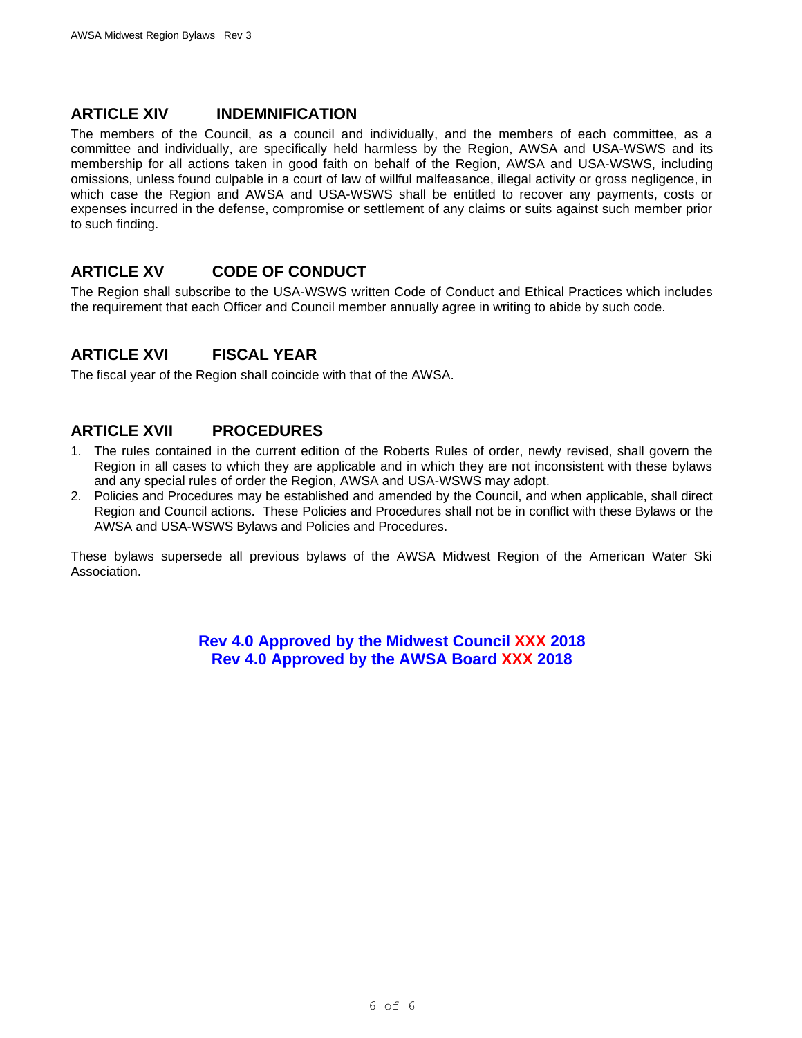## ARTICLE XIV INDEMNIFICATION

The members of the Council, as a council and individually, and the members of each committee, as a committee and individually, are specifically held harmless by the Region, AWSA and USA-WSWS and its membership for all actions taken in good faith on behalf of the Region, AWSA and USA-WSWS, including omissions, unless found culpable in a court of law of willful malfeasance, illegal activity or gross negligence, in which case the Region and AWSA and USA-WSWS shall be entitled to recover any payments, costs or expenses incurred in the defense, compromise or settlement of any claims or suits against such member prior to such finding.

## ARTICLE XV CODE OF CONDUCT

The Region shall subscribe to the USA-WSWS written Code of Conduct and Ethical Practices which includes the requirement that each Officer and Council member annually agree in writing to abide by such code.

## ARTICLE XVI FISCAL YEAR

The fiscal year of the Region shall coincide with that of the AWSA.

## ARTICLE XVII PROCEDURES

1. The rules contained in the current edition of the Roberts Rules of order, newly revised, shall govern the Region in all cases to which they are applicable and in which they are not inconsistent with these bylaws and any special rules of order the Region, AWSA and USA-WSWS may adopt.
2. Policies and Procedures may be established and amended by the Council, and when applicable, shall direct Region and Council actions. These Policies and Procedures shall not be in conflict with these Bylaws or the AWSA and USA-WSWS Bylaws and Policies and Procedures.

These bylaws supersede all previous bylaws of the AWSA Midwest Region of the American Water Ski Association.

**Rev 4.0 Approved by the Midwest Council XXX 2018**
**Rev 4.0 Approved by the AWSA Board XXX 2018**